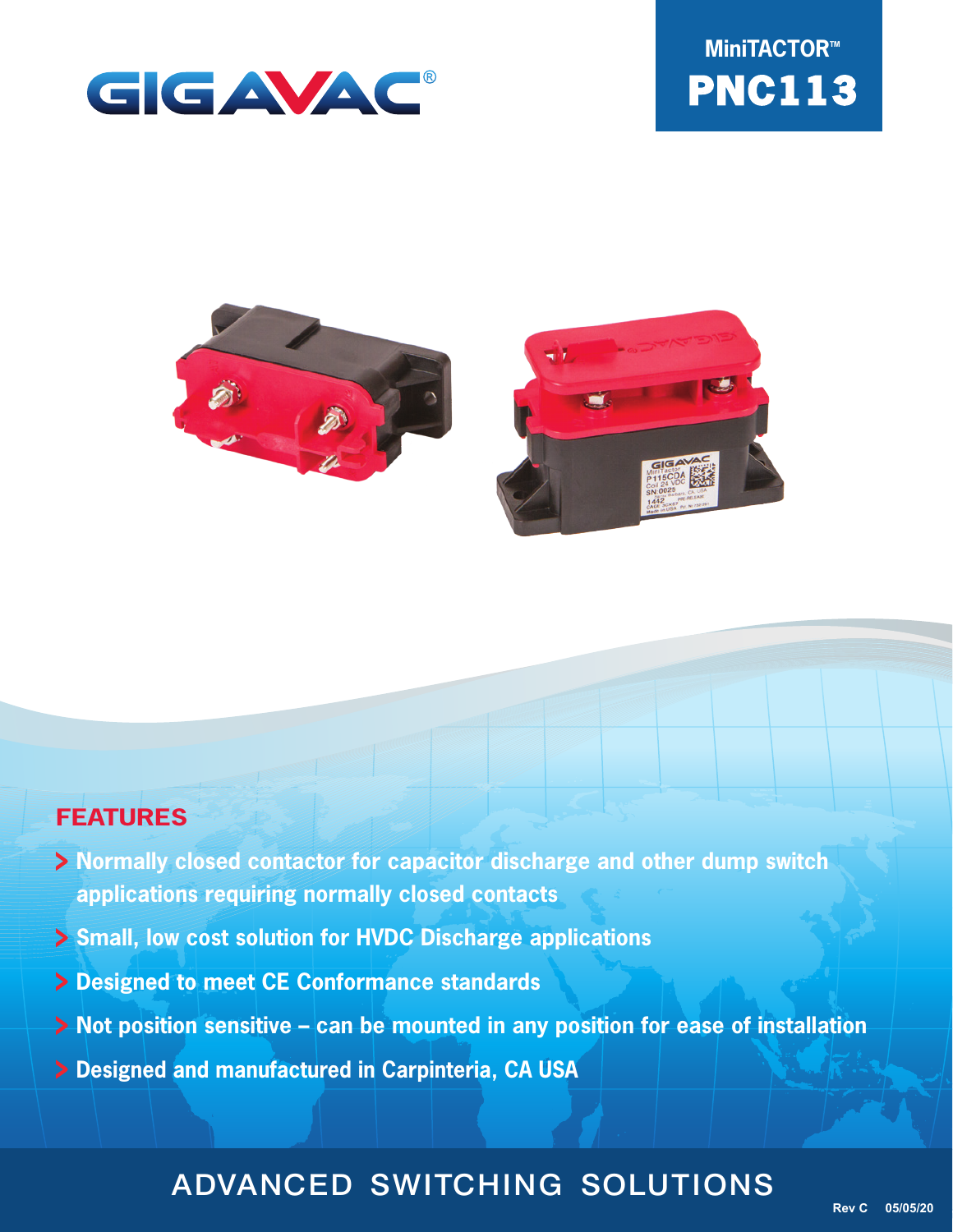GIGAVAC®

# MiniTACTOR™ PNC113

## FEATURES

- Normally closed contactor for capacitor discharge and other dump switch applications requiring normally closed contacts
- Small, low cost solution for HVDC Discharge applications
- Designed to meet CE Conformance standards
- Not position sensitive – can be mounted in any position for ease of installation
- Designed and manufactured in Carpinteria, CA USA

ADVANCED SWITCHING SOLUTIONS

Rev C 05/05/20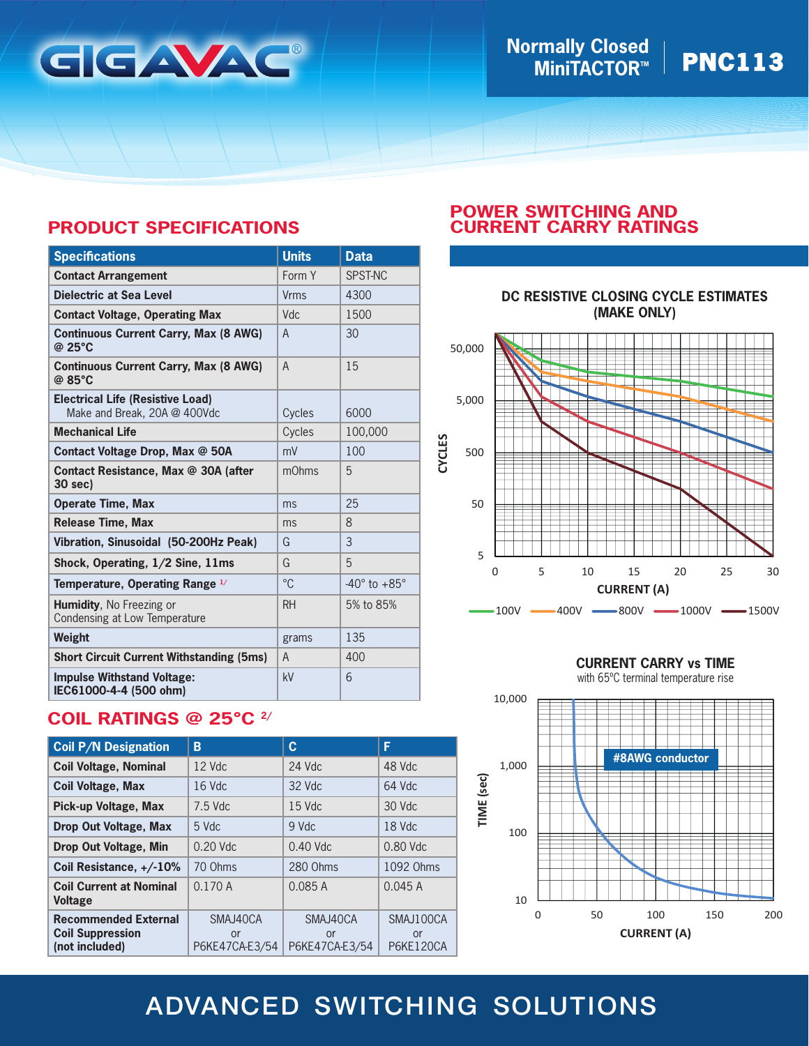Normally Closed MiniTACTOR™ | PNC113

## PRODUCT SPECIFICATIONS

| Specifications | Units | Data |
|---|---|---|
| **Contact Arrangement** | Form Y | SPST-NC |
| **Dielectric at Sea Level** | Vrms | 4300 |
| **Contact Voltage, Operating Max** | Vdc | 1500 |
| **Continuous Current Carry, Max (8 AWG) @ 25°C** | A | 30 |
| **Continuous Current Carry, Max (8 AWG) @ 85°C** | A | 15 |
| **Electrical Life (Resistive Load)** Make and Break, 20A @ 400Vdc | Cycles | 6000 |
| **Mechanical Life** | Cycles | 100,000 |
| **Contact Voltage Drop, Max @ 50A** | mV | 100 |
| **Contact Resistance, Max @ 30A (after 30 sec)** | mOhms | 5 |
| **Operate Time, Max** | ms | 25 |
| **Release Time, Max** | ms | 8 |
| **Vibration, Sinusoidal (50-200Hz Peak)** | G | 3 |
| **Shock, Operating, 1/2 Sine, 11ms** | G | 5 |
| **Temperature, Operating Range** 1/ | °C | -40° to +85° |
| **Humidity**, No Freezing or Condensing at Low Temperature | RH | 5% to 85% |
| **Weight** | grams | 135 |
| **Short Circuit Current Withstanding (5ms)** | A | 400 |
| **Impulse Withstand Voltage: IEC61000-4-4 (500 ohm)** | kV | 6 |

## COIL RATINGS @ 25°C 2/

| Coil P/N Designation | B | C | F |
|---|---|---|---|
| **Coil Voltage, Nominal** | 12 Vdc | 24 Vdc | 48 Vdc |
| **Coil Voltage, Max** | 16 Vdc | 32 Vdc | 64 Vdc |
| **Pick-up Voltage, Max** | 7.5 Vdc | 15 Vdc | 30 Vdc |
| **Drop Out Voltage, Max** | 5 Vdc | 9 Vdc | 18 Vdc |
| **Drop Out Voltage, Min** | 0.20 Vdc | 0.40 Vdc | 0.80 Vdc |
| **Coil Resistance, +/-10%** | 70 Ohms | 280 Ohms | 1092 Ohms |
| **Coil Current at Nominal Voltage** | 0.170 A | 0.085 A | 0.045 A |
| **Recommended External Coil Suppression (not included)** | SMAJ40CA or P6KE47CA-E3/54 | SMAJ40CA or P6KE47CA-E3/54 | SMAJ100CA or P6KE120CA |

## POWER SWITCHING AND CURRENT CARRY RATINGS

### DC RESISTIVE CLOSING CYCLE ESTIMATES (MAKE ONLY)

CYCLES (5 – 50,000) vs CURRENT (A) (0 – 30); curves: 100V, 400V, 800V, 1000V, 1500V

### CURRENT CARRY vs TIME

with 65°C terminal temperature rise

TIME (sec) (10 – 10,000) vs CURRENT (A) (0 – 200); #8AWG conductor

ADVANCED SWITCHING SOLUTIONS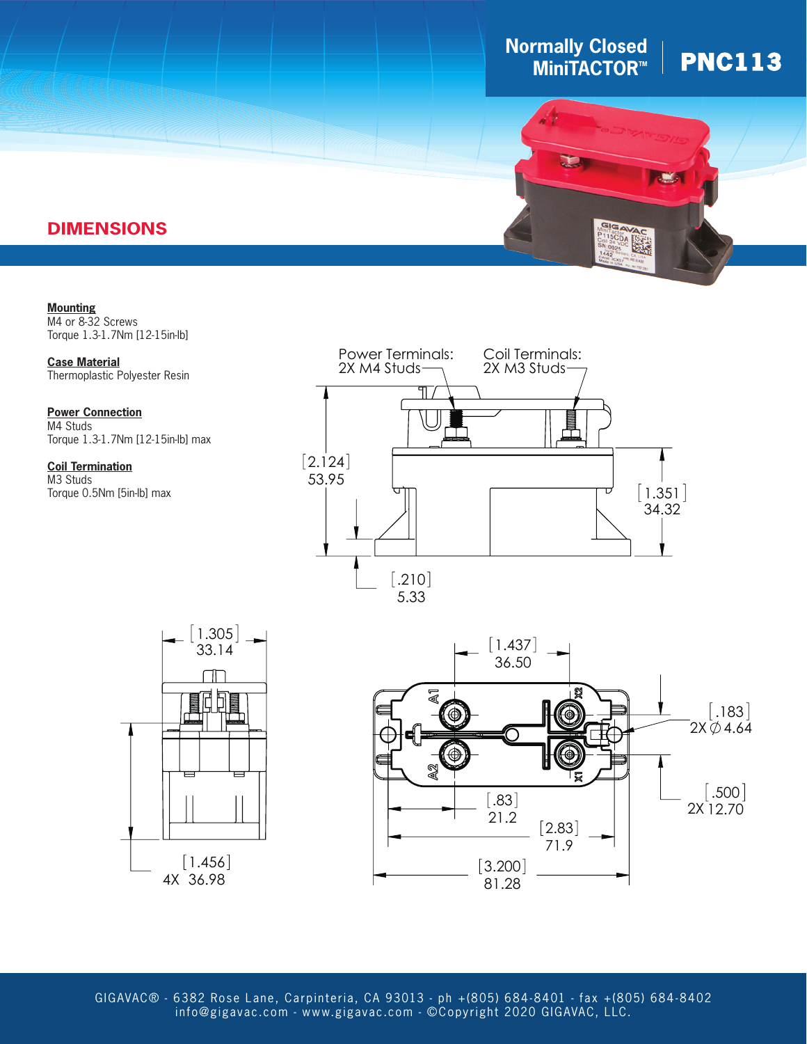# Normally Closed MiniTACTOR™ PNC113

## DIMENSIONS

**Mounting**
M4 or 8-32 Screws
Torque 1.3-1.7Nm [12-15in-lb]

**Case Material**
Thermoplastic Polyester Resin

**Power Connection**
M4 Studs
Torque 1.3-1.7Nm [12-15in-lb] max

**Coil Termination**
M3 Studs
Torque 0.5Nm [5in-lb] max

Power Terminals: 2X M4 Studs

Coil Terminals: 2X M3 Studs

[2.124] 53.95

[1.351] 34.32

[.210] 5.33

[1.305] 33.14

[1.456] 4X 36.98

[1.437] 36.50

[.183] 2X ∅ 4.64

[.500] 2X 12.70

[.83] 21.2

[2.83] 71.9

[3.200] 81.28

GIGAVAC® - 6382 Rose Lane, Carpinteria, CA 93013 - ph +(805) 684-8401 - fax +(805) 684-8402
info@gigavac.com - www.gigavac.com - ©Copyright 2020 GIGAVAC, LLC.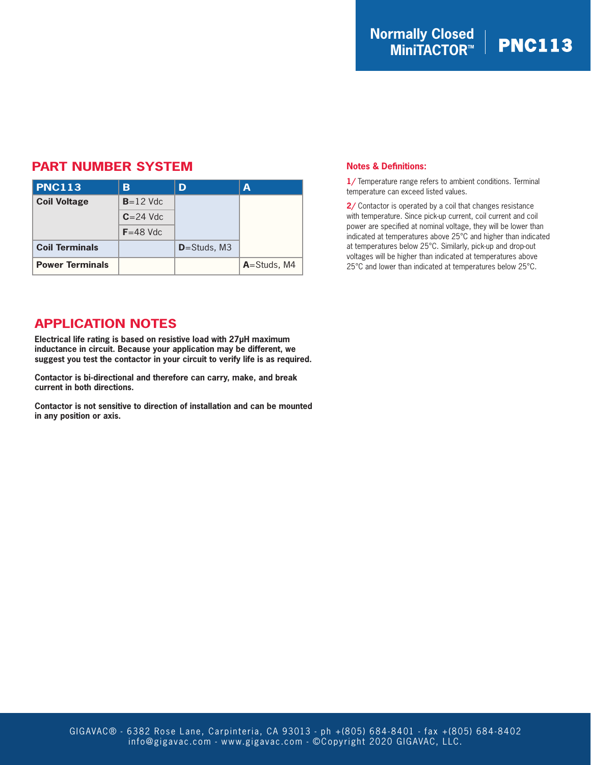## PART NUMBER SYSTEM

| PNC113 | B | D | A |
|---|---|---|---|
| **Coil Voltage** | **B**=12 Vdc | | |
| | **C**=24 Vdc | | |
| | **F**=48 Vdc | | |
| **Coil Terminals** | | **D**=Studs, M3 | |
| **Power Terminals** | | | **A**=Studs, M4 |

## APPLICATION NOTES

**Electrical life rating is based on resistive load with 27μH maximum inductance in circuit. Because your application may be different, we suggest you test the contactor in your circuit to verify life is as required.**

**Contactor is bi-directional and therefore can carry, make, and break current in both directions.**

**Contactor is not sensitive to direction of installation and can be mounted in any position or axis.**

### Notes & Definitions:

1/ Temperature range refers to ambient conditions. Terminal temperature can exceed listed values.

2/ Contactor is operated by a coil that changes resistance with temperature. Since pick-up current, coil current and coil power are specified at nominal voltage, they will be lower than indicated at temperatures above 25°C and higher than indicated at temperatures below 25°C. Similarly, pick-up and drop-out voltages will be higher than indicated at temperatures above 25°C and lower than indicated at temperatures below 25°C.

GIGAVAC® - 6382 Rose Lane, Carpinteria, CA 93013 - ph +(805) 684-8401 - fax +(805) 684-8402
info@gigavac.com - www.gigavac.com - ©Copyright 2020 GIGAVAC, LLC.